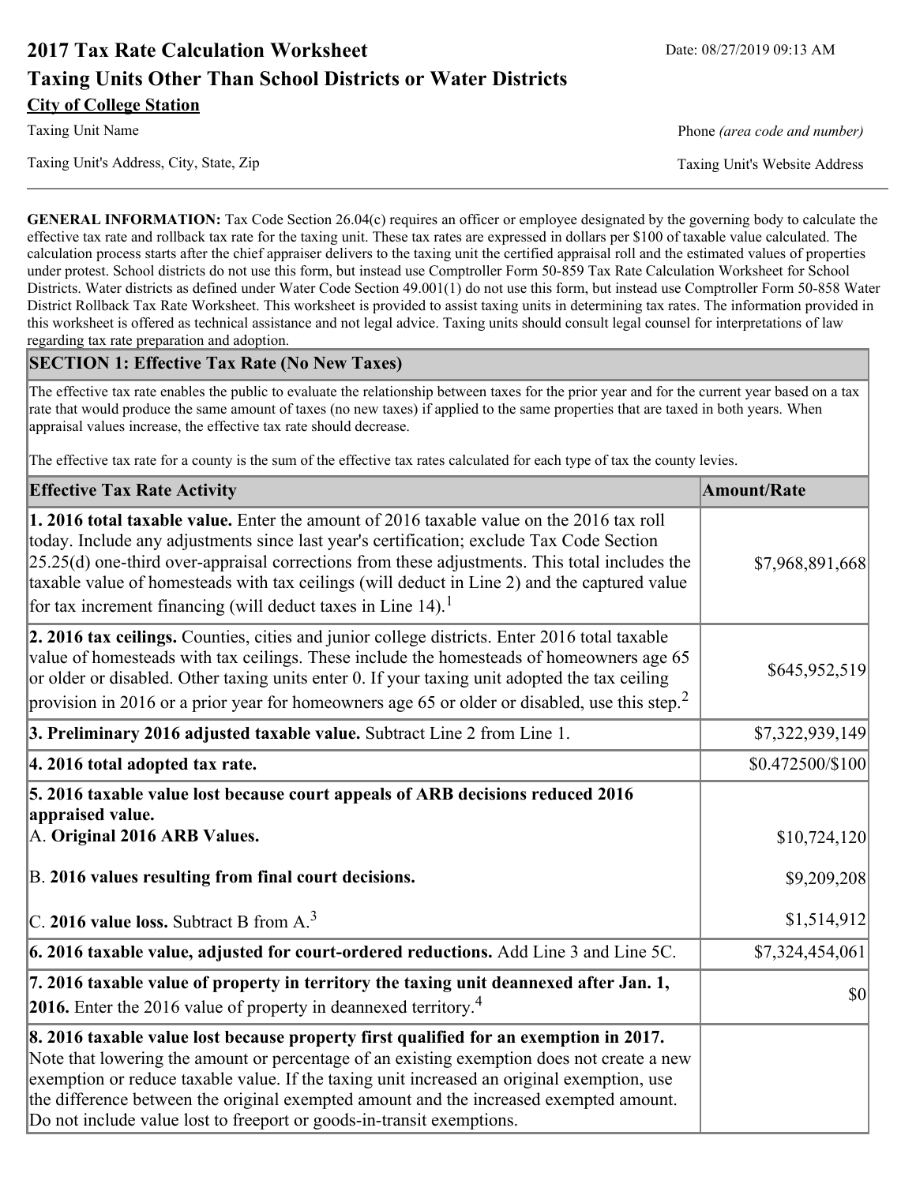# 2017 Tax Rate Calculation Worksheet

Date: 08/27/2019 09:13 AM

## Taxing Units Other Than School Districts or Water Districts

**City of College Station**

Taxing Unit Name

Phone *(area code and number)*

Taxing Unit's Address, City, State, Zip

Taxing Unit's Website Address

**GENERAL INFORMATION:** Tax Code Section 26.04(c) requires an officer or employee designated by the governing body to calculate the effective tax rate and rollback tax rate for the taxing unit. These tax rates are expressed in dollars per $100 of taxable value calculated. The calculation process starts after the chief appraiser delivers to the taxing unit the certified appraisal roll and the estimated values of properties under protest. School districts do not use this form, but instead use Comptroller Form 50-859 Tax Rate Calculation Worksheet for School Districts. Water districts as defined under Water Code Section 49.001(1) do not use this form, but instead use Comptroller Form 50-858 Water District Rollback Tax Rate Worksheet. This worksheet is provided to assist taxing units in determining tax rates. The information provided in this worksheet is offered as technical assistance and not legal advice. Taxing units should consult legal counsel for interpretations of law regarding tax rate preparation and adoption.

## SECTION 1: Effective Tax Rate (No New Taxes)

The effective tax rate enables the public to evaluate the relationship between taxes for the prior year and for the current year based on a tax rate that would produce the same amount of taxes (no new taxes) if applied to the same properties that are taxed in both years. When appraisal values increase, the effective tax rate should decrease.

The effective tax rate for a county is the sum of the effective tax rates calculated for each type of tax the county levies.

| Effective Tax Rate Activity | Amount/Rate |
|---|---|
| **1. 2016 total taxable value.** Enter the amount of 2016 taxable value on the 2016 tax roll today. Include any adjustments since last year's certification; exclude Tax Code Section 25.25(d) one-third over-appraisal corrections from these adjustments. This total includes the taxable value of homesteads with tax ceilings (will deduct in Line 2) and the captured value for tax increment financing (will deduct taxes in Line 14).[1] | $7,968,891,668 |
| **2. 2016 tax ceilings.** Counties, cities and junior college districts. Enter 2016 total taxable value of homesteads with tax ceilings. These include the homesteads of homeowners age 65 or older or disabled. Other taxing units enter 0. If your taxing unit adopted the tax ceiling provision in 2016 or a prior year for homeowners age 65 or older or disabled, use this step.[2] | $645,952,519 |
| **3. Preliminary 2016 adjusted taxable value.** Subtract Line 2 from Line 1. | $7,322,939,149 |
| **4. 2016 total adopted tax rate.** | $0.472500/$100 |
| **5. 2016 taxable value lost because court appeals of ARB decisions reduced 2016 appraised value.** | |
| A. **Original 2016 ARB Values.** | $10,724,120 |
| B. **2016 values resulting from final court decisions.** | $9,209,208 |
| C. **2016 value loss.** Subtract B from A.[3] | $1,514,912 |
| **6. 2016 taxable value, adjusted for court-ordered reductions.** Add Line 3 and Line 5C. | $7,324,454,061 |
| **7. 2016 taxable value of property in territory the taxing unit deannexed after Jan. 1, 2016.** Enter the 2016 value of property in deannexed territory.[4] | $0 |
| **8. 2016 taxable value lost because property first qualified for an exemption in 2017.** Note that lowering the amount or percentage of an existing exemption does not create a new exemption or reduce taxable value. If the taxing unit increased an original exemption, use the difference between the original exempted amount and the increased exempted amount. Do not include value lost to freeport or goods-in-transit exemptions. | |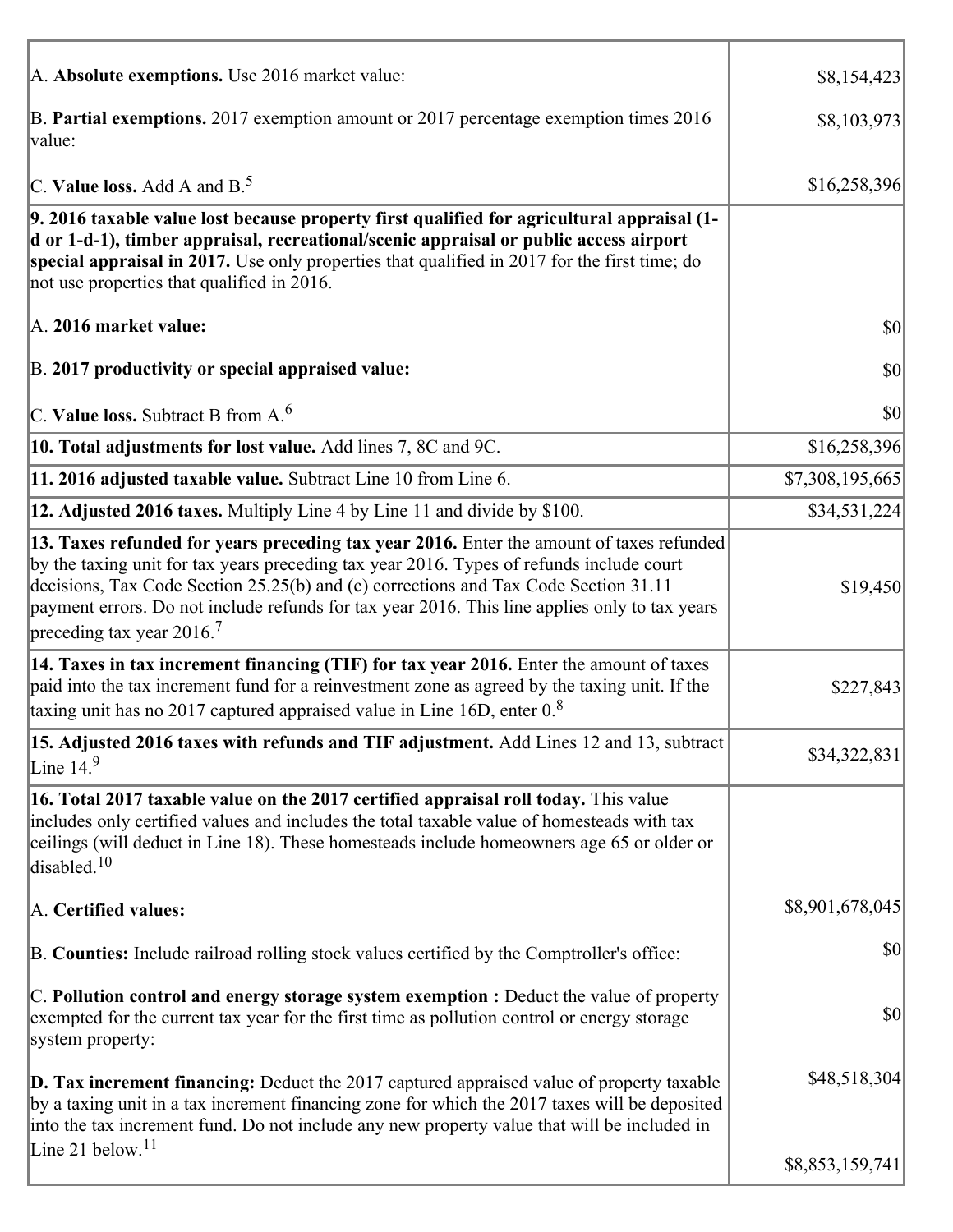| | |
|---|---|
| A. **Absolute exemptions.** Use 2016 market value: | $8,154,423 |
| B. **Partial exemptions.** 2017 exemption amount or 2017 percentage exemption times 2016 value: | $8,103,973 |
| C. **Value loss.** Add A and B.[5] | $16,258,396 |
| **9. 2016 taxable value lost because property first qualified for agricultural appraisal (1-d or 1-d-1), timber appraisal, recreational/scenic appraisal or public access airport special appraisal in 2017.** Use only properties that qualified in 2017 for the first time; do not use properties that qualified in 2016. | |
| A. **2016 market value:** | $0 |
| B. **2017 productivity or special appraised value:** | $0 |
| C. **Value loss.** Subtract B from A.[6] | $0 |
| **10. Total adjustments for lost value.** Add lines 7, 8C and 9C. | $16,258,396 |
| **11. 2016 adjusted taxable value.** Subtract Line 10 from Line 6. | $7,308,195,665 |
| **12. Adjusted 2016 taxes.** Multiply Line 4 by Line 11 and divide by $100. | $34,531,224 |
| **13. Taxes refunded for years preceding tax year 2016.** Enter the amount of taxes refunded by the taxing unit for tax years preceding tax year 2016. Types of refunds include court decisions, Tax Code Section 25.25(b) and (c) corrections and Tax Code Section 31.11 payment errors. Do not include refunds for tax year 2016. This line applies only to tax years preceding tax year 2016.[7] | $19,450 |
| **14. Taxes in tax increment financing (TIF) for tax year 2016.** Enter the amount of taxes paid into the tax increment fund for a reinvestment zone as agreed by the taxing unit. If the taxing unit has no 2017 captured appraised value in Line 16D, enter 0.[8] | $227,843 |
| **15. Adjusted 2016 taxes with refunds and TIF adjustment.** Add Lines 12 and 13, subtract Line 14.[9] | $34,322,831 |
| **16. Total 2017 taxable value on the 2017 certified appraisal roll today.** This value includes only certified values and includes the total taxable value of homesteads with tax ceilings (will deduct in Line 18). These homesteads include homeowners age 65 or older or disabled.[10] | |
| A. **Certified values:** | $8,901,678,045 |
| B. **Counties:** Include railroad rolling stock values certified by the Comptroller's office: | $0 |
| C. **Pollution control and energy storage system exemption :** Deduct the value of property exempted for the current tax year for the first time as pollution control or energy storage system property: | $0 |
| **D. Tax increment financing:** Deduct the 2017 captured appraised value of property taxable by a taxing unit in a tax increment financing zone for which the 2017 taxes will be deposited into the tax increment fund. Do not include any new property value that will be included in Line 21 below.[11] | $48,518,304<br><br>$8,853,159,741 |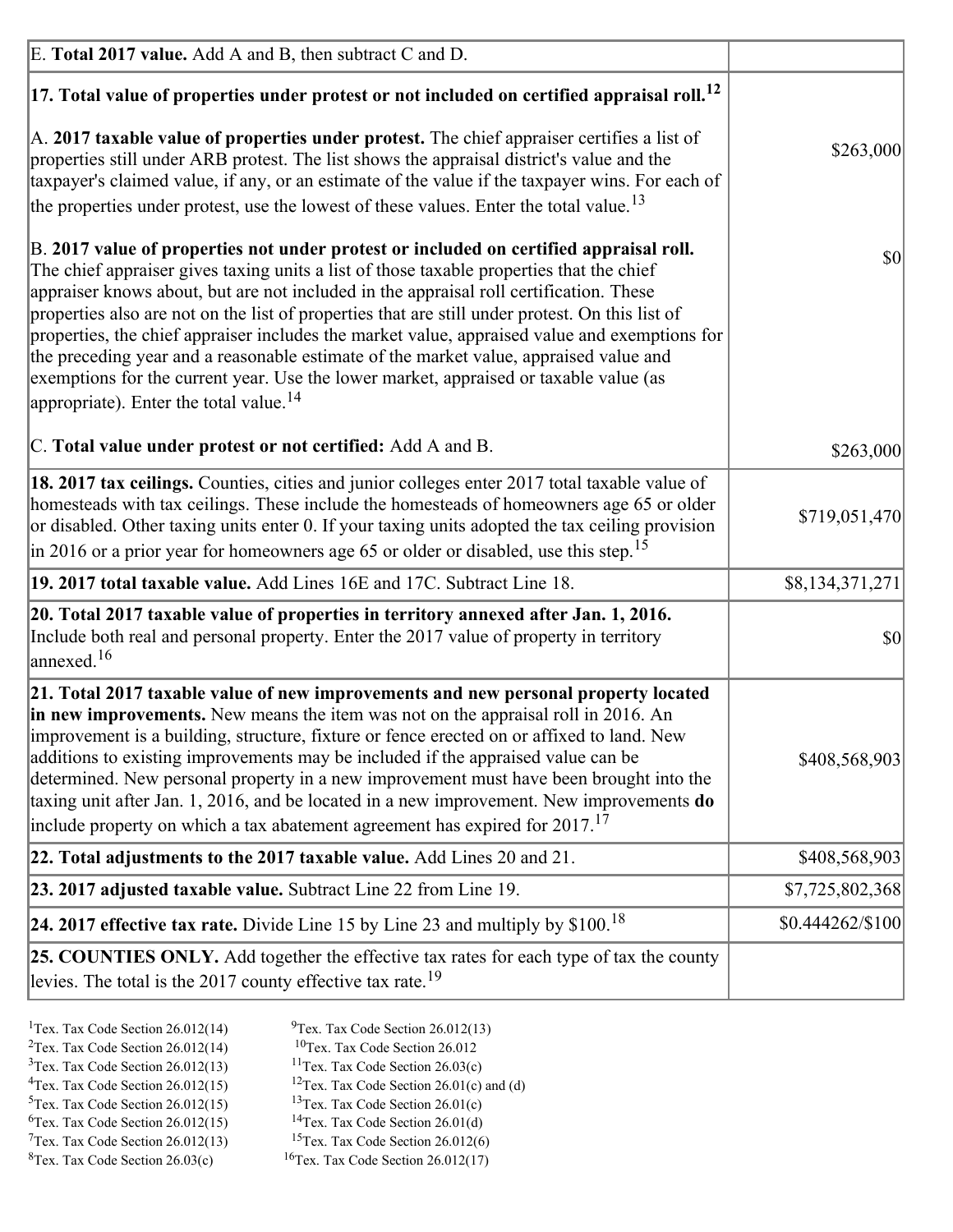| | |
|---|---|
| E. **Total 2017 value.** Add A and B, then subtract C and D. | |
| **17. Total value of properties under protest or not included on certified appraisal roll.**[12] | |
| A. **2017 taxable value of properties under protest.** The chief appraiser certifies a list of properties still under ARB protest. The list shows the appraisal district's value and the taxpayer's claimed value, if any, or an estimate of the value if the taxpayer wins. For each of the properties under protest, use the lowest of these values. Enter the total value.[13] | $263,000 |
| B. **2017 value of properties not under protest or included on certified appraisal roll.** The chief appraiser gives taxing units a list of those taxable properties that the chief appraiser knows about, but are not included in the appraisal roll certification. These properties also are not on the list of properties that are still under protest. On this list of properties, the chief appraiser includes the market value, appraised value and exemptions for the preceding year and a reasonable estimate of the market value, appraised value and exemptions for the current year. Use the lower market, appraised or taxable value (as appropriate). Enter the total value.[14] | $0 |
| C. **Total value under protest or not certified:** Add A and B. | $263,000 |
| **18. 2017 tax ceilings.** Counties, cities and junior colleges enter 2017 total taxable value of homesteads with tax ceilings. These include the homesteads of homeowners age 65 or older or disabled. Other taxing units enter 0. If your taxing units adopted the tax ceiling provision in 2016 or a prior year for homeowners age 65 or older or disabled, use this step.[15] | $719,051,470 |
| **19. 2017 total taxable value.** Add Lines 16E and 17C. Subtract Line 18. | $8,134,371,271 |
| **20. Total 2017 taxable value of properties in territory annexed after Jan. 1, 2016.** Include both real and personal property. Enter the 2017 value of property in territory annexed.[16] | $0 |
| **21. Total 2017 taxable value of new improvements and new personal property located in new improvements.** New means the item was not on the appraisal roll in 2016. An improvement is a building, structure, fixture or fence erected on or affixed to land. New additions to existing improvements may be included if the appraised value can be determined. New personal property in a new improvement must have been brought into the taxing unit after Jan. 1, 2016, and be located in a new improvement. New improvements **do** include property on which a tax abatement agreement has expired for 2017.[17] | $408,568,903 |
| **22. Total adjustments to the 2017 taxable value.** Add Lines 20 and 21. | $408,568,903 |
| **23. 2017 adjusted taxable value.** Subtract Line 22 from Line 19. | $7,725,802,368 |
| **24. 2017 effective tax rate.** Divide Line 15 by Line 23 and multiply by $100.[18] | $0.444262/$100 |
| **25. COUNTIES ONLY.** Add together the effective tax rates for each type of tax the county levies. The total is the 2017 county effective tax rate.[19] | |

[1]Tex. Tax Code Section 26.012(14)
[2]Tex. Tax Code Section 26.012(14)
[3]Tex. Tax Code Section 26.012(13)
[4]Tex. Tax Code Section 26.012(15)
[5]Tex. Tax Code Section 26.012(15)
[6]Tex. Tax Code Section 26.012(15)
[7]Tex. Tax Code Section 26.012(13)
[8]Tex. Tax Code Section 26.03(c)
[9]Tex. Tax Code Section 26.012(13)
[10]Tex. Tax Code Section 26.012
[11]Tex. Tax Code Section 26.03(c)
[12]Tex. Tax Code Section 26.01(c) and (d)
[13]Tex. Tax Code Section 26.01(c)
[14]Tex. Tax Code Section 26.01(d)
[15]Tex. Tax Code Section 26.012(6)
[16]Tex. Tax Code Section 26.012(17)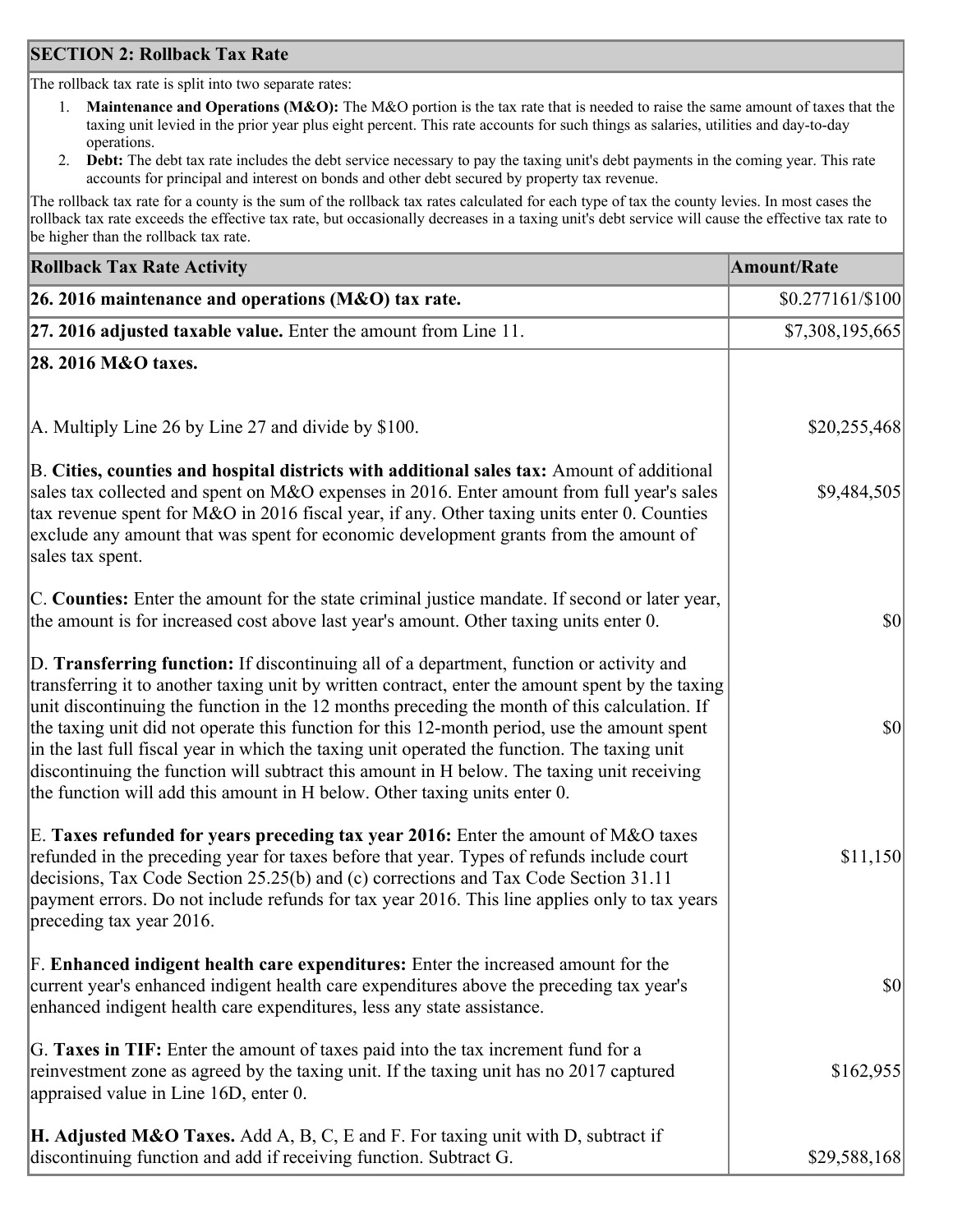## SECTION 2: Rollback Tax Rate

The rollback tax rate is split into two separate rates:

1. **Maintenance and Operations (M&O):** The M&O portion is the tax rate that is needed to raise the same amount of taxes that the taxing unit levied in the prior year plus eight percent. This rate accounts for such things as salaries, utilities and day-to-day operations.
2. **Debt:** The debt tax rate includes the debt service necessary to pay the taxing unit's debt payments in the coming year. This rate accounts for principal and interest on bonds and other debt secured by property tax revenue.

The rollback tax rate for a county is the sum of the rollback tax rates calculated for each type of tax the county levies. In most cases the rollback tax rate exceeds the effective tax rate, but occasionally decreases in a taxing unit's debt service will cause the effective tax rate to be higher than the rollback tax rate.

| Rollback Tax Rate Activity | Amount/Rate |
| --- | --- |
| **26. 2016 maintenance and operations (M&O) tax rate.** | $0.277161/$100 |
| **27. 2016 adjusted taxable value.** Enter the amount from Line 11. | $7,308,195,665 |
| **28. 2016 M&O taxes.** | |
| A. Multiply Line 26 by Line 27 and divide by $100. | $20,255,468 |
| B. **Cities, counties and hospital districts with additional sales tax:** Amount of additional sales tax collected and spent on M&O expenses in 2016. Enter amount from full year's sales tax revenue spent for M&O in 2016 fiscal year, if any. Other taxing units enter 0. Counties exclude any amount that was spent for economic development grants from the amount of sales tax spent. | $9,484,505 |
| C. **Counties:** Enter the amount for the state criminal justice mandate. If second or later year, the amount is for increased cost above last year's amount. Other taxing units enter 0. | $0 |
| D. **Transferring function:** If discontinuing all of a department, function or activity and transferring it to another taxing unit by written contract, enter the amount spent by the taxing unit discontinuing the function in the 12 months preceding the month of this calculation. If the taxing unit did not operate this function for this 12-month period, use the amount spent in the last full fiscal year in which the taxing unit operated the function. The taxing unit discontinuing the function will subtract this amount in H below. The taxing unit receiving the function will add this amount in H below. Other taxing units enter 0. | $0 |
| E. **Taxes refunded for years preceding tax year 2016:** Enter the amount of M&O taxes refunded in the preceding year for taxes before that year. Types of refunds include court decisions, Tax Code Section 25.25(b) and (c) corrections and Tax Code Section 31.11 payment errors. Do not include refunds for tax year 2016. This line applies only to tax years preceding tax year 2016. | $11,150 |
| F. **Enhanced indigent health care expenditures:** Enter the increased amount for the current year's enhanced indigent health care expenditures above the preceding tax year's enhanced indigent health care expenditures, less any state assistance. | $0 |
| G. **Taxes in TIF:** Enter the amount of taxes paid into the tax increment fund for a reinvestment zone as agreed by the taxing unit. If the taxing unit has no 2017 captured appraised value in Line 16D, enter 0. | $162,955 |
| **H. Adjusted M&O Taxes.** Add A, B, C, E and F. For taxing unit with D, subtract if discontinuing function and add if receiving function. Subtract G. | $29,588,168 |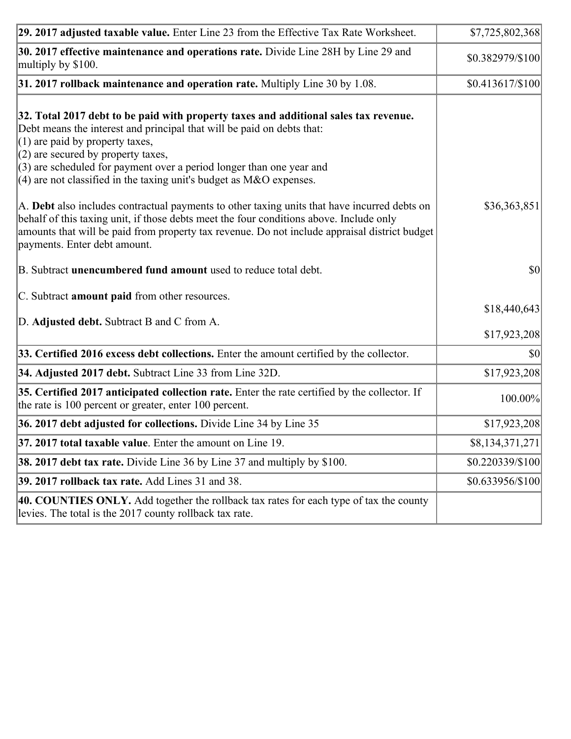| | |
|---|---|
| **29. 2017 adjusted taxable value.** Enter Line 23 from the Effective Tax Rate Worksheet. | $7,725,802,368 |
| **30. 2017 effective maintenance and operations rate.** Divide Line 28H by Line 29 and multiply by $100. | $0.382979/$100 |
| **31. 2017 rollback maintenance and operation rate.** Multiply Line 30 by 1.08. | $0.413617/$100 |
| **32. Total 2017 debt to be paid with property taxes and additional sales tax revenue.** Debt means the interest and principal that will be paid on debts that:<br>(1) are paid by property taxes,<br>(2) are secured by property taxes,<br>(3) are scheduled for payment over a period longer than one year and<br>(4) are not classified in the taxing unit's budget as M&O expenses. | |
| A. **Debt** also includes contractual payments to other taxing units that have incurred debts on behalf of this taxing unit, if those debts meet the four conditions above. Include only amounts that will be paid from property tax revenue. Do not include appraisal district budget payments. Enter debt amount. | $36,363,851 |
| B. Subtract **unencumbered fund amount** used to reduce total debt. | $0 |
| C. Subtract **amount paid** from other resources. | $18,440,643 |
| D. **Adjusted debt.** Subtract B and C from A. | $17,923,208 |
| **33. Certified 2016 excess debt collections.** Enter the amount certified by the collector. | $0 |
| **34. Adjusted 2017 debt.** Subtract Line 33 from Line 32D. | $17,923,208 |
| **35. Certified 2017 anticipated collection rate.** Enter the rate certified by the collector. If the rate is 100 percent or greater, enter 100 percent. | 100.00% |
| **36. 2017 debt adjusted for collections.** Divide Line 34 by Line 35 | $17,923,208 |
| **37. 2017 total taxable value**. Enter the amount on Line 19. | $8,134,371,271 |
| **38. 2017 debt tax rate.** Divide Line 36 by Line 37 and multiply by $100. | $0.220339/$100 |
| **39. 2017 rollback tax rate.** Add Lines 31 and 38. | $0.633956/$100 |
| **40. COUNTIES ONLY.** Add together the rollback tax rates for each type of tax the county levies. The total is the 2017 county rollback tax rate. | |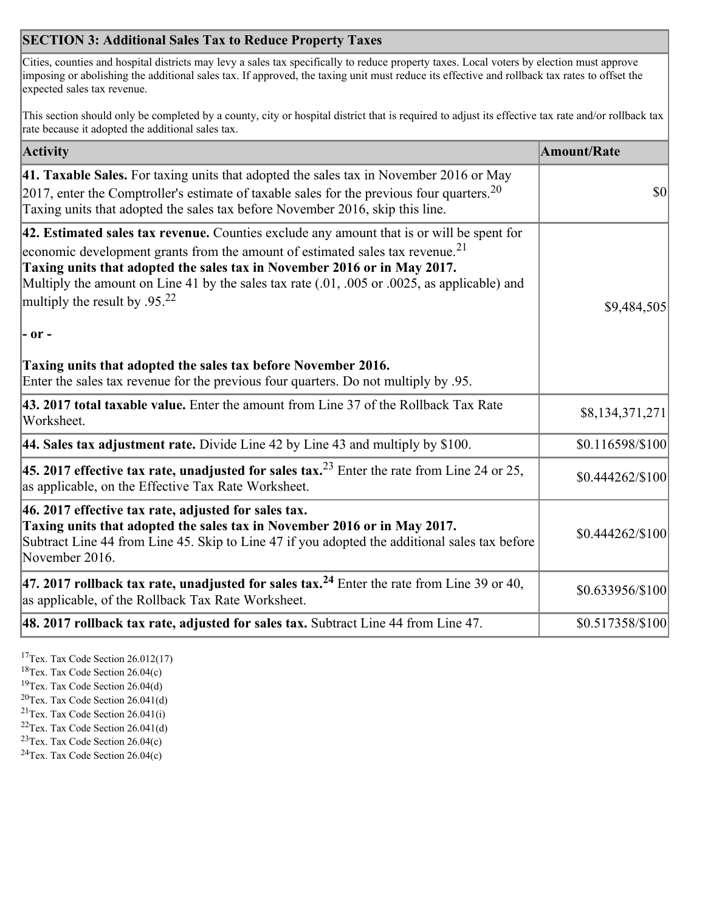## SECTION 3: Additional Sales Tax to Reduce Property Taxes

Cities, counties and hospital districts may levy a sales tax specifically to reduce property taxes. Local voters by election must approve imposing or abolishing the additional sales tax. If approved, the taxing unit must reduce its effective and rollback tax rates to offset the expected sales tax revenue.

This section should only be completed by a county, city or hospital district that is required to adjust its effective tax rate and/or rollback tax rate because it adopted the additional sales tax.

| Activity | Amount/Rate |
|---|---|
| **41. Taxable Sales.** For taxing units that adopted the sales tax in November 2016 or May 2017, enter the Comptroller's estimate of taxable sales for the previous four quarters.[20] Taxing units that adopted the sales tax before November 2016, skip this line. | $0 |
| **42. Estimated sales tax revenue.** Counties exclude any amount that is or will be spent for economic development grants from the amount of estimated sales tax revenue.[21] **Taxing units that adopted the sales tax in November 2016 or in May 2017.** Multiply the amount on Line 41 by the sales tax rate (.01, .005 or .0025, as applicable) and multiply the result by .95.[22] **- or -** **Taxing units that adopted the sales tax before November 2016.** Enter the sales tax revenue for the previous four quarters. Do not multiply by .95. | $9,484,505 |
| **43. 2017 total taxable value.** Enter the amount from Line 37 of the Rollback Tax Rate Worksheet. | $8,134,371,271 |
| **44. Sales tax adjustment rate.** Divide Line 42 by Line 43 and multiply by $100. | $0.116598/$100 |
| **45. 2017 effective tax rate, unadjusted for sales tax.**[23] Enter the rate from Line 24 or 25, as applicable, on the Effective Tax Rate Worksheet. | $0.444262/$100 |
| **46. 2017 effective tax rate, adjusted for sales tax.** **Taxing units that adopted the sales tax in November 2016 or in May 2017.** Subtract Line 44 from Line 45. Skip to Line 47 if you adopted the additional sales tax before November 2016. | $0.444262/$100 |
| **47. 2017 rollback tax rate, unadjusted for sales tax.**[24] Enter the rate from Line 39 or 40, as applicable, of the Rollback Tax Rate Worksheet. | $0.633956/$100 |
| **48. 2017 rollback tax rate, adjusted for sales tax.** Subtract Line 44 from Line 47. | $0.517358/$100 |

[17] Tex. Tax Code Section 26.012(17)
[18] Tex. Tax Code Section 26.04(c)
[19] Tex. Tax Code Section 26.04(d)
[20] Tex. Tax Code Section 26.041(d)
[21] Tex. Tax Code Section 26.041(i)
[22] Tex. Tax Code Section 26.041(d)
[23] Tex. Tax Code Section 26.04(c)
[24] Tex. Tax Code Section 26.04(c)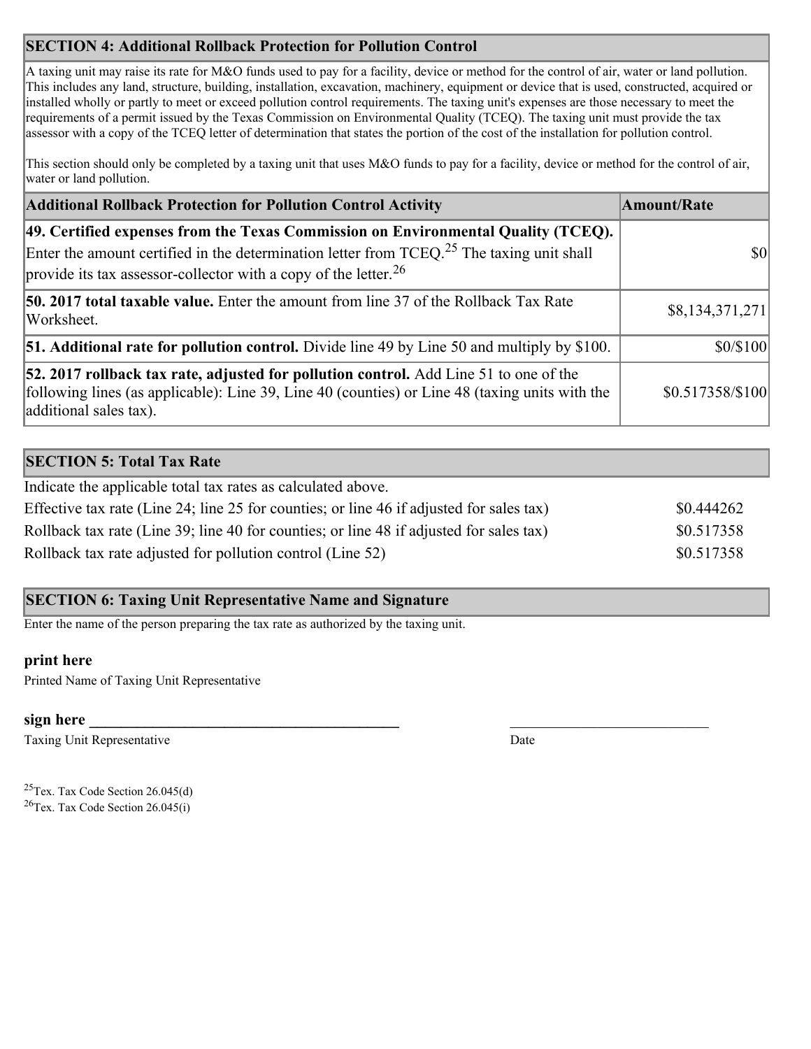## SECTION 4: Additional Rollback Protection for Pollution Control

A taxing unit may raise its rate for M&O funds used to pay for a facility, device or method for the control of air, water or land pollution. This includes any land, structure, building, installation, excavation, machinery, equipment or device that is used, constructed, acquired or installed wholly or partly to meet or exceed pollution control requirements. The taxing unit's expenses are those necessary to meet the requirements of a permit issued by the Texas Commission on Environmental Quality (TCEQ). The taxing unit must provide the tax assessor with a copy of the TCEQ letter of determination that states the portion of the cost of the installation for pollution control.

This section should only be completed by a taxing unit that uses M&O funds to pay for a facility, device or method for the control of air, water or land pollution.

| Additional Rollback Protection for Pollution Control Activity | Amount/Rate |
|---|---|
| **49. Certified expenses from the Texas Commission on Environmental Quality (TCEQ).** Enter the amount certified in the determination letter from TCEQ.[25] The taxing unit shall provide its tax assessor-collector with a copy of the letter.[26] | $0 |
| **50. 2017 total taxable value.** Enter the amount from line 37 of the Rollback Tax Rate Worksheet. | $8,134,371,271 |
| **51. Additional rate for pollution control.** Divide line 49 by Line 50 and multiply by $100. | $0/$100 |
| **52. 2017 rollback tax rate, adjusted for pollution control.** Add Line 51 to one of the following lines (as applicable): Line 39, Line 40 (counties) or Line 48 (taxing units with the additional sales tax). | $0.517358/$100 |

## SECTION 5: Total Tax Rate

Indicate the applicable total tax rates as calculated above.

| | |
|---|---|
| Effective tax rate (Line 24; line 25 for counties; or line 46 if adjusted for sales tax) | $0.444262 |
| Rollback tax rate (Line 39; line 40 for counties; or line 48 if adjusted for sales tax) | $0.517358 |
| Rollback tax rate adjusted for pollution control (Line 52) | $0.517358 |

## SECTION 6: Taxing Unit Representative Name and Signature

Enter the name of the person preparing the tax rate as authorized by the taxing unit.

**print here**

Printed Name of Taxing Unit Representative

**sign here** ________________________________________ ____________________________

Taxing Unit Representative Date

[25]Tex. Tax Code Section 26.045(d)
[26]Tex. Tax Code Section 26.045(i)